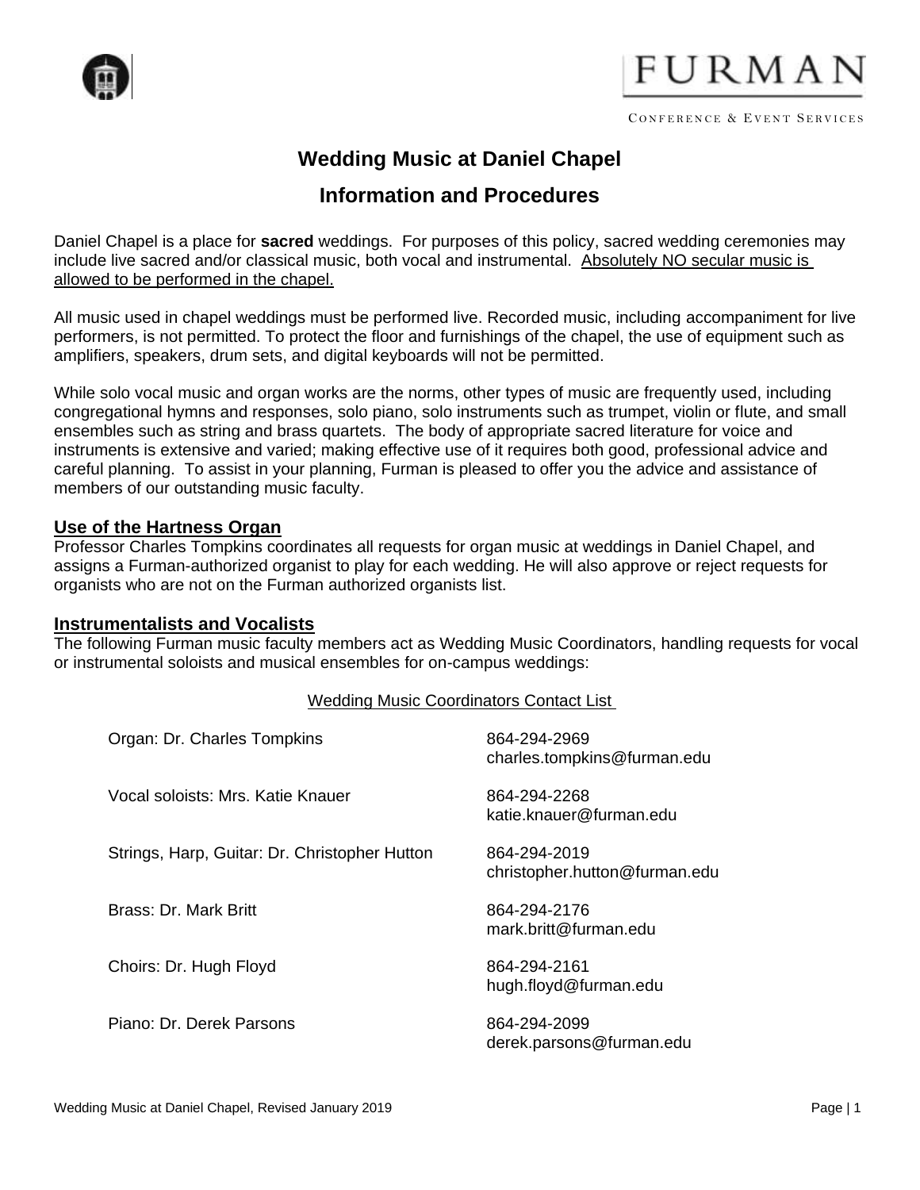FURMAN

CONFERENCE & EVENT SERVICES

# Wedding Music at Daniel Chapel

## Information and Procedures

Daniel Chapel is a place for **sacred** weddings. For purposes of this policy, sacred wedding ceremonies may include live sacred and/or classical music, both vocal and instrumental. Absolutely NO secular music is allowed to be performed in the chapel.

All music used in chapel weddings must be performed live. Recorded music, including accompaniment for live performers, is not permitted. To protect the floor and furnishings of the chapel, the use of equipment such as amplifiers, speakers, drum sets, and digital keyboards will not be permitted.

While solo vocal music and organ works are the norms, other types of music are frequently used, including congregational hymns and responses, solo piano, solo instruments such as trumpet, violin or flute, and small ensembles such as string and brass quartets. The body of appropriate sacred literature for voice and instruments is extensive and varied; making effective use of it requires both good, professional advice and careful planning. To assist in your planning, Furman is pleased to offer you the advice and assistance of members of our outstanding music faculty.

### Use of the Hartness Organ

Professor Charles Tompkins coordinates all requests for organ music at weddings in Daniel Chapel, and assigns a Furman-authorized organist to play for each wedding. He will also approve or reject requests for organists who are not on the Furman authorized organists list.

### Instrumentalists and Vocalists

The following Furman music faculty members act as Wedding Music Coordinators, handling requests for vocal or instrumental soloists and musical ensembles for on-campus weddings:

Wedding Music Coordinators Contact List

| Coordinator | Contact |
| --- | --- |
| Organ: Dr. Charles Tompkins | 864-294-2969<br>charles.tompkins@furman.edu |
| Vocal soloists: Mrs. Katie Knauer | 864-294-2268<br>katie.knauer@furman.edu |
| Strings, Harp, Guitar: Dr. Christopher Hutton | 864-294-2019<br>christopher.hutton@furman.edu |
| Brass: Dr. Mark Britt | 864-294-2176<br>mark.britt@furman.edu |
| Choirs: Dr. Hugh Floyd | 864-294-2161<br>hugh.floyd@furman.edu |
| Piano: Dr. Derek Parsons | 864-294-2099<br>derek.parsons@furman.edu |

Wedding Music at Daniel Chapel, Revised January 2019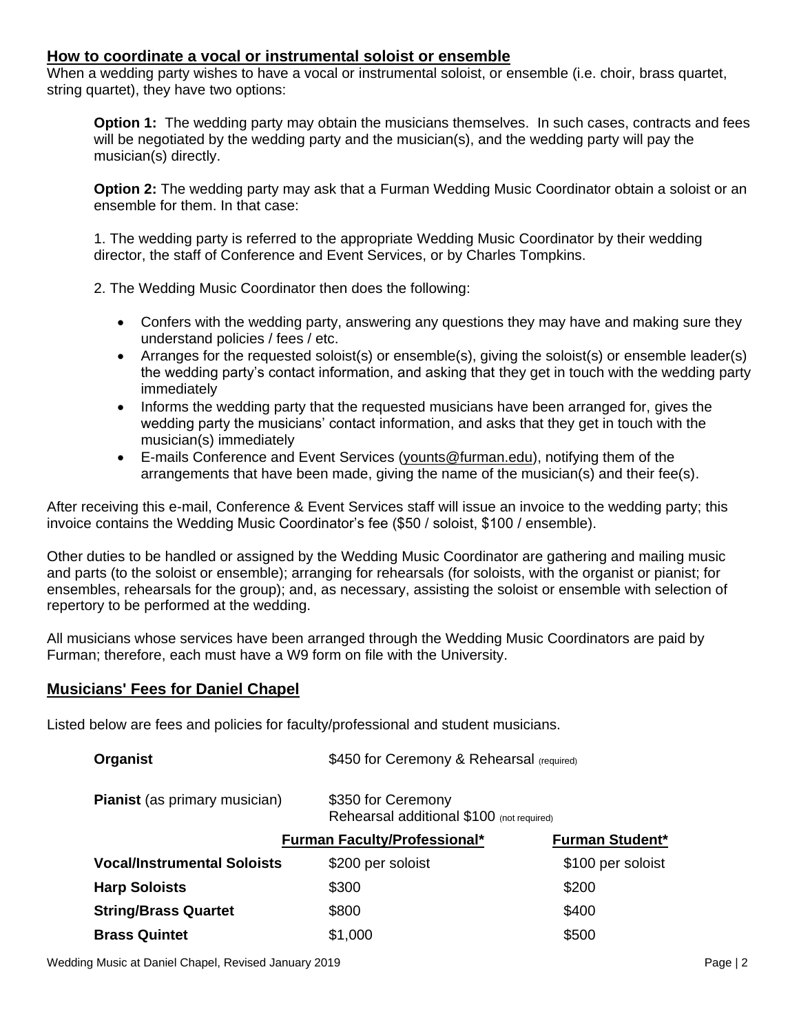## How to coordinate a vocal or instrumental soloist or ensemble

When a wedding party wishes to have a vocal or instrumental soloist, or ensemble (i.e. choir, brass quartet, string quartet), they have two options:

**Option 1:** The wedding party may obtain the musicians themselves. In such cases, contracts and fees will be negotiated by the wedding party and the musician(s), and the wedding party will pay the musician(s) directly.

**Option 2:** The wedding party may ask that a Furman Wedding Music Coordinator obtain a soloist or an ensemble for them. In that case:

1. The wedding party is referred to the appropriate Wedding Music Coordinator by their wedding director, the staff of Conference and Event Services, or by Charles Tompkins.

2. The Wedding Music Coordinator then does the following:

- Confers with the wedding party, answering any questions they may have and making sure they understand policies / fees / etc.
- Arranges for the requested soloist(s) or ensemble(s), giving the soloist(s) or ensemble leader(s) the wedding party's contact information, and asking that they get in touch with the wedding party immediately
- Informs the wedding party that the requested musicians have been arranged for, gives the wedding party the musicians' contact information, and asks that they get in touch with the musician(s) immediately
- E-mails Conference and Event Services (younts@furman.edu), notifying them of the arrangements that have been made, giving the name of the musician(s) and their fee(s).

After receiving this e-mail, Conference & Event Services staff will issue an invoice to the wedding party; this invoice contains the Wedding Music Coordinator's fee ($50 / soloist, $100 / ensemble).

Other duties to be handled or assigned by the Wedding Music Coordinator are gathering and mailing music and parts (to the soloist or ensemble); arranging for rehearsals (for soloists, with the organist or pianist; for ensembles, rehearsals for the group); and, as necessary, assisting the soloist or ensemble with selection of repertory to be performed at the wedding.

All musicians whose services have been arranged through the Wedding Music Coordinators are paid by Furman; therefore, each must have a W9 form on file with the University.

## Musicians' Fees for Daniel Chapel

Listed below are fees and policies for faculty/professional and student musicians.

**Organist** — $450 for Ceremony & Rehearsal (required)

**Pianist** (as primary musician) — $350 for Ceremony; Rehearsal additional $100 (not required)

| | Furman Faculty/Professional* | Furman Student* |
|---|---|---|
| **Vocal/Instrumental Soloists** | $200 per soloist | $100 per soloist |
| **Harp Soloists** | $300 | $200 |
| **String/Brass Quartet** | $800 | $400 |
| **Brass Quintet** | $1,000 | $500 |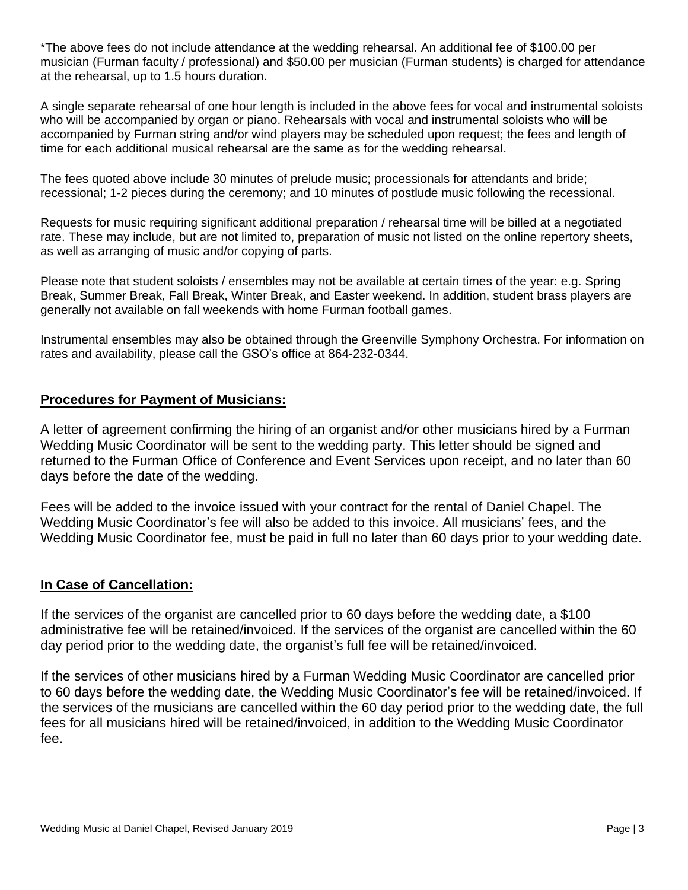*The above fees do not include attendance at the wedding rehearsal. An additional fee of $100.00 per musician (Furman faculty / professional) and $50.00 per musician (Furman students) is charged for attendance at the rehearsal, up to 1.5 hours duration.

A single separate rehearsal of one hour length is included in the above fees for vocal and instrumental soloists who will be accompanied by organ or piano. Rehearsals with vocal and instrumental soloists who will be accompanied by Furman string and/or wind players may be scheduled upon request; the fees and length of time for each additional musical rehearsal are the same as for the wedding rehearsal.

The fees quoted above include 30 minutes of prelude music; processionals for attendants and bride; recessional; 1-2 pieces during the ceremony; and 10 minutes of postlude music following the recessional.

Requests for music requiring significant additional preparation / rehearsal time will be billed at a negotiated rate. These may include, but are not limited to, preparation of music not listed on the online repertory sheets, as well as arranging of music and/or copying of parts.

Please note that student soloists / ensembles may not be available at certain times of the year: e.g. Spring Break, Summer Break, Fall Break, Winter Break, and Easter weekend. In addition, student brass players are generally not available on fall weekends with home Furman football games.

Instrumental ensembles may also be obtained through the Greenville Symphony Orchestra. For information on rates and availability, please call the GSO's office at 864-232-0344.

## Procedures for Payment of Musicians:

A letter of agreement confirming the hiring of an organist and/or other musicians hired by a Furman Wedding Music Coordinator will be sent to the wedding party. This letter should be signed and returned to the Furman Office of Conference and Event Services upon receipt, and no later than 60 days before the date of the wedding.

Fees will be added to the invoice issued with your contract for the rental of Daniel Chapel. The Wedding Music Coordinator's fee will also be added to this invoice. All musicians' fees, and the Wedding Music Coordinator fee, must be paid in full no later than 60 days prior to your wedding date.

## In Case of Cancellation:

If the services of the organist are cancelled prior to 60 days before the wedding date, a $100 administrative fee will be retained/invoiced. If the services of the organist are cancelled within the 60 day period prior to the wedding date, the organist's full fee will be retained/invoiced.

If the services of other musicians hired by a Furman Wedding Music Coordinator are cancelled prior to 60 days before the wedding date, the Wedding Music Coordinator's fee will be retained/invoiced. If the services of the musicians are cancelled within the 60 day period prior to the wedding date, the full fees for all musicians hired will be retained/invoiced, in addition to the Wedding Music Coordinator fee.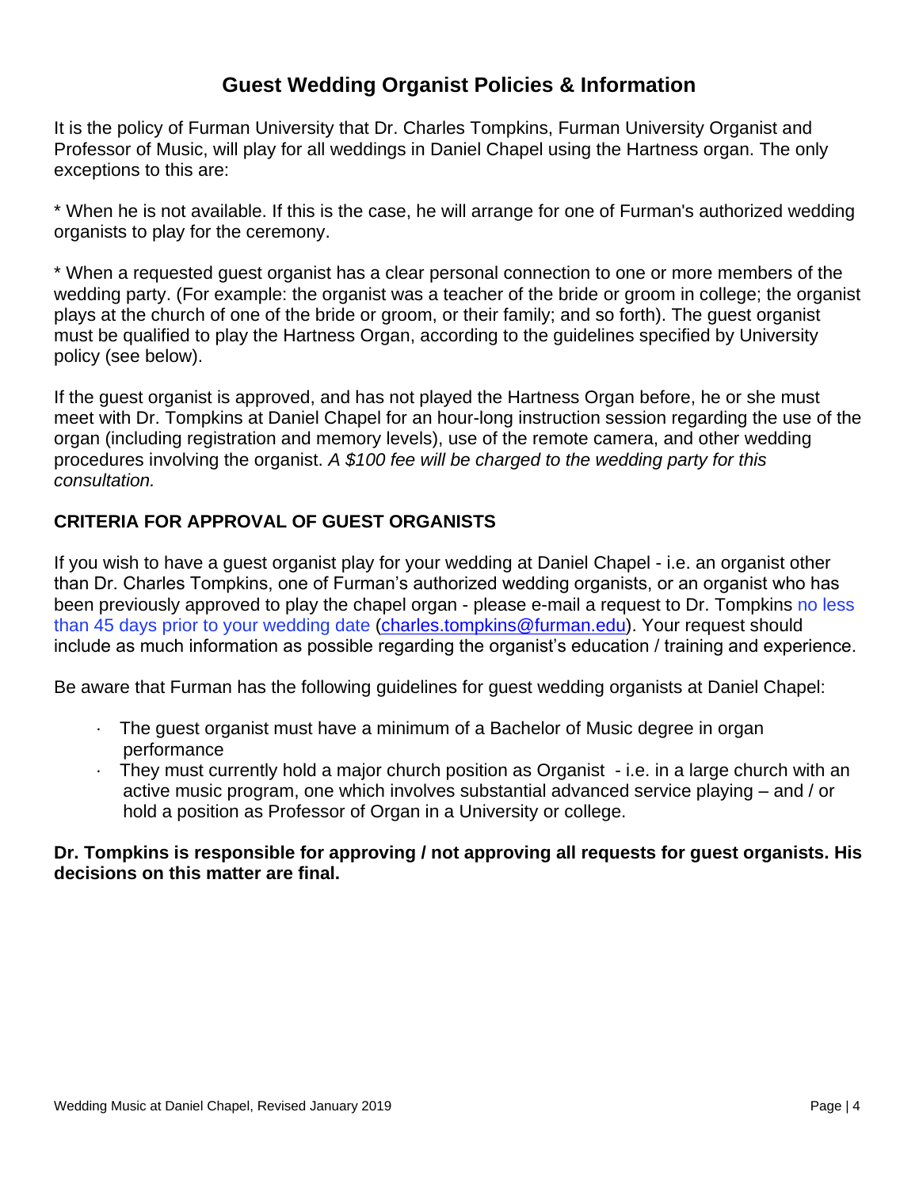# Guest Wedding Organist Policies & Information

It is the policy of Furman University that Dr. Charles Tompkins, Furman University Organist and Professor of Music, will play for all weddings in Daniel Chapel using the Hartness organ. The only exceptions to this are:

* When he is not available. If this is the case, he will arrange for one of Furman's authorized wedding organists to play for the ceremony.

* When a requested guest organist has a clear personal connection to one or more members of the wedding party. (For example: the organist was a teacher of the bride or groom in college; the organist plays at the church of one of the bride or groom, or their family; and so forth). The guest organist must be qualified to play the Hartness Organ, according to the guidelines specified by University policy (see below).

If the guest organist is approved, and has not played the Hartness Organ before, he or she must meet with Dr. Tompkins at Daniel Chapel for an hour-long instruction session regarding the use of the organ (including registration and memory levels), use of the remote camera, and other wedding procedures involving the organist. *A $100 fee will be charged to the wedding party for this consultation.*

## CRITERIA FOR APPROVAL OF GUEST ORGANISTS

If you wish to have a guest organist play for your wedding at Daniel Chapel - i.e. an organist other than Dr. Charles Tompkins, one of Furman's authorized wedding organists, or an organist who has been previously approved to play the chapel organ - please e-mail a request to Dr. Tompkins no less than 45 days prior to your wedding date (charles.tompkins@furman.edu). Your request should include as much information as possible regarding the organist's education / training and experience.

Be aware that Furman has the following guidelines for guest wedding organists at Daniel Chapel:

- The guest organist must have a minimum of a Bachelor of Music degree in organ performance
- They must currently hold a major church position as Organist - i.e. in a large church with an active music program, one which involves substantial advanced service playing – and / or hold a position as Professor of Organ in a University or college.

**Dr. Tompkins is responsible for approving / not approving all requests for guest organists. His decisions on this matter are final.**